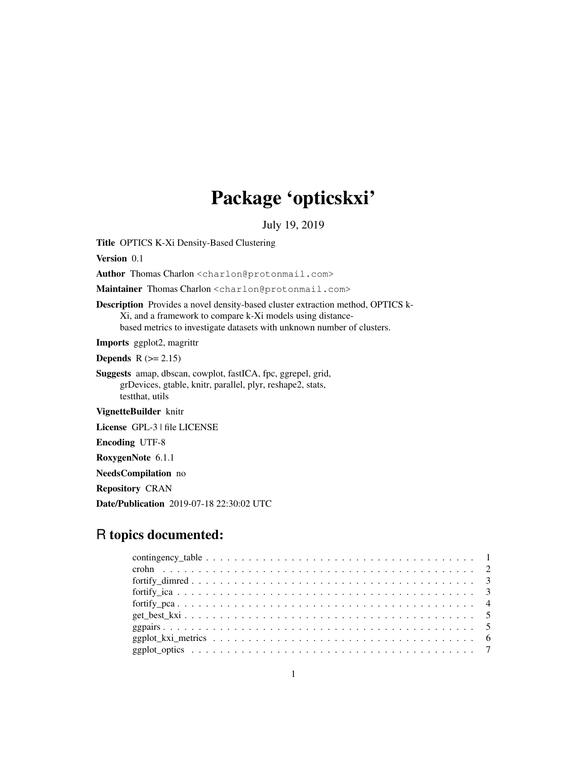# Package 'opticskxi'

July 19, 2019

**Title** OPTICS K-Xi Density-Based Clustering

**Version** 0.1

**Author** Thomas Charlon <charlon@protonmail.com>

**Maintainer** Thomas Charlon <charlon@protonmail.com>

**Description** Provides a novel density-based cluster extraction method, OPTICS k-Xi, and a framework to compare k-Xi models using distance-based metrics to investigate datasets with unknown number of clusters.

**Imports** ggplot2, magrittr

**Depends** R (>= 2.15)

**Suggests** amap, dbscan, cowplot, fastICA, fpc, ggrepel, grid, grDevices, gtable, knitr, parallel, plyr, reshape2, stats, testthat, utils

**VignetteBuilder** knitr

**License** GPL-3 | file LICENSE

**Encoding** UTF-8

**RoxygenNote** 6.1.1

**NeedsCompilation** no

**Repository** CRAN

**Date/Publication** 2019-07-18 22:30:02 UTC

## R topics documented:

| | |
|---|---|
| contingency_table | 1 |
| crohn | 2 |
| fortify_dimred | 3 |
| fortify_ica | 3 |
| fortify_pca | 4 |
| get_best_kxi | 5 |
| ggpairs | 5 |
| ggplot_kxi_metrics | 6 |
| ggplot_optics | 7 |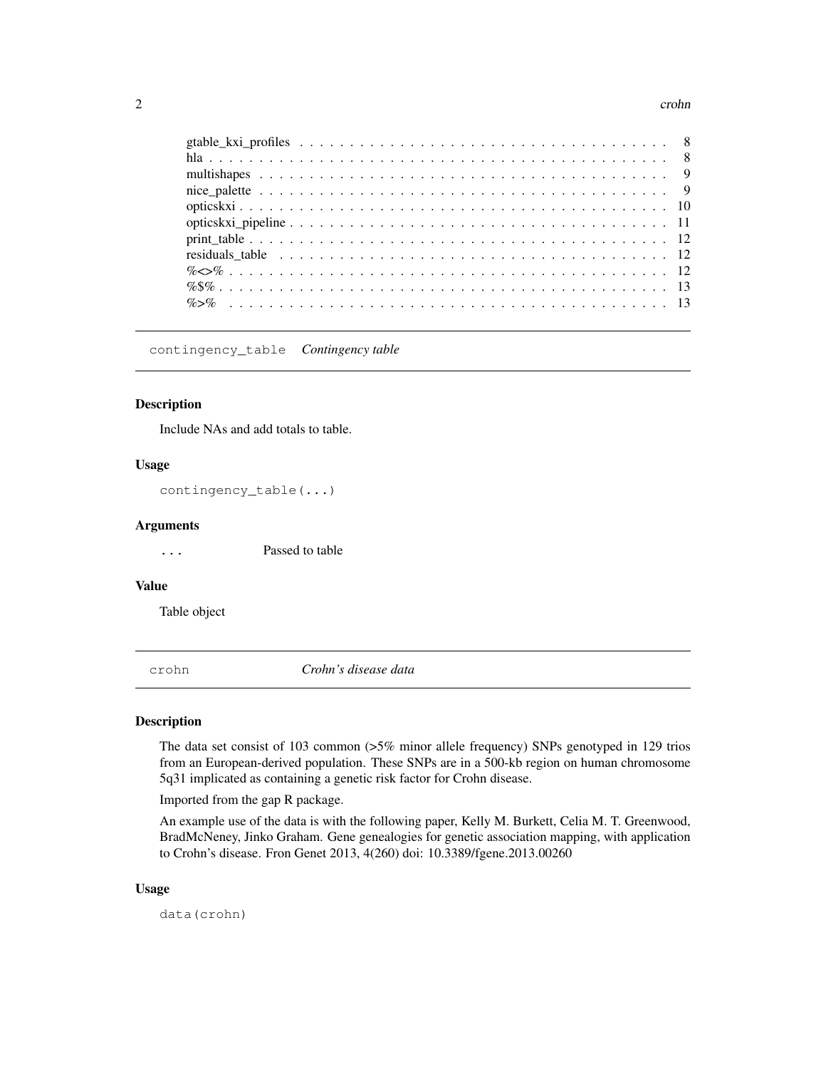gtable_kxi_profiles . . . . . . . . . . . . . . . . . . . . . . . . . . . . . . . . . . . . . 8
hla . . . . . . . . . . . . . . . . . . . . . . . . . . . . . . . . . . . . . . . . . . . . . 8
multishapes . . . . . . . . . . . . . . . . . . . . . . . . . . . . . . . . . . . . . . . . . 9
nice_palette . . . . . . . . . . . . . . . . . . . . . . . . . . . . . . . . . . . . . . . . . 9
opticskxi . . . . . . . . . . . . . . . . . . . . . . . . . . . . . . . . . . . . . . . . . . 10
opticskxi_pipeline . . . . . . . . . . . . . . . . . . . . . . . . . . . . . . . . . . . . . 11
print_table . . . . . . . . . . . . . . . . . . . . . . . . . . . . . . . . . . . . . . . . . 12
residuals_table . . . . . . . . . . . . . . . . . . . . . . . . . . . . . . . . . . . . . . . 12
%<>% . . . . . . . . . . . . . . . . . . . . . . . . . . . . . . . . . . . . . . . . . . . . 12
%$% . . . . . . . . . . . . . . . . . . . . . . . . . . . . . . . . . . . . . . . . . . . . . 13
%>% . . . . . . . . . . . . . . . . . . . . . . . . . . . . . . . . . . . . . . . . . . . . . 13

## contingency_table *Contingency table*

### Description

Include NAs and add totals to table.

### Usage

```
contingency_table(...)
```

### Arguments

`...` Passed to table

### Value

Table object

## crohn *Crohn's disease data*

### Description

The data set consist of 103 common (>5% minor allele frequency) SNPs genotyped in 129 trios from an European-derived population. These SNPs are in a 500-kb region on human chromosome 5q31 implicated as containing a genetic risk factor for Crohn disease.

Imported from the gap R package.

An example use of the data is with the following paper, Kelly M. Burkett, Celia M. T. Greenwood, BradMcNeney, Jinko Graham. Gene genealogies for genetic association mapping, with application to Crohn's disease. Fron Genet 2013, 4(260) doi: 10.3389/fgene.2013.00260

### Usage

```
data(crohn)
```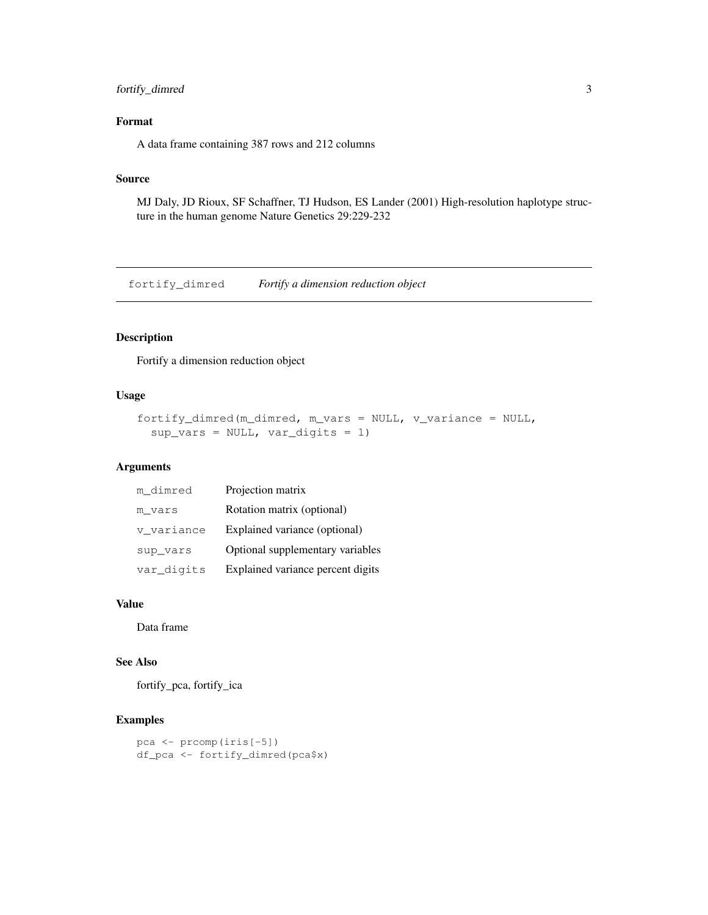### Format

A data frame containing 387 rows and 212 columns

### Source

MJ Daly, JD Rioux, SF Schaffner, TJ Hudson, ES Lander (2001) High-resolution haplotype structure in the human genome Nature Genetics 29:229-232

---

## fortify_dimred *Fortify a dimension reduction object*

### Description

Fortify a dimension reduction object

### Usage

```
fortify_dimred(m_dimred, m_vars = NULL, v_variance = NULL,
  sup_vars = NULL, var_digits = 1)
```

### Arguments

| | |
|---|---|
| `m_dimred` | Projection matrix |
| `m_vars` | Rotation matrix (optional) |
| `v_variance` | Explained variance (optional) |
| `sup_vars` | Optional supplementary variables |
| `var_digits` | Explained variance percent digits |

### Value

Data frame

### See Also

fortify_pca, fortify_ica

### Examples

```
pca <- prcomp(iris[-5])
df_pca <- fortify_dimred(pca$x)
```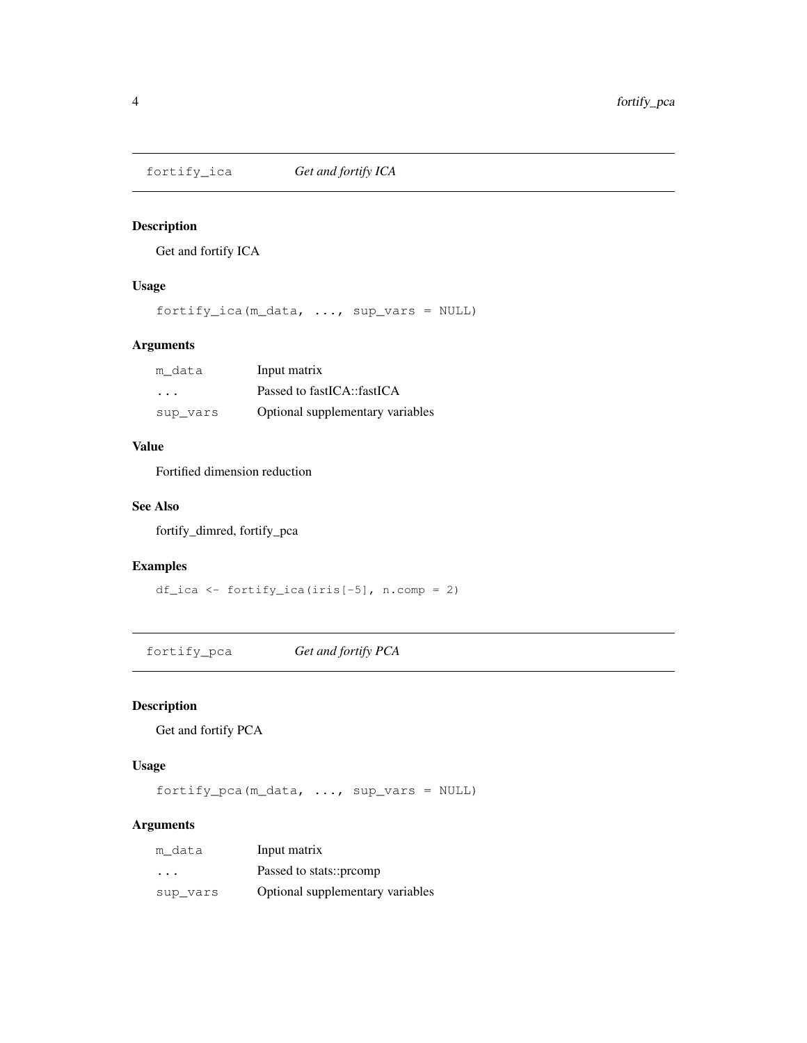## fortify_ica *Get and fortify ICA*

### Description

Get and fortify ICA

### Usage

```
fortify_ica(m_data, ..., sup_vars = NULL)
```

### Arguments

| | |
|---|---|
| `m_data` | Input matrix |
| `...` | Passed to fastICA::fastICA |
| `sup_vars` | Optional supplementary variables |

### Value

Fortified dimension reduction

### See Also

fortify_dimred, fortify_pca

### Examples

```
df_ica <- fortify_ica(iris[-5], n.comp = 2)
```

## fortify_pca *Get and fortify PCA*

### Description

Get and fortify PCA

### Usage

```
fortify_pca(m_data, ..., sup_vars = NULL)
```

### Arguments

| | |
|---|---|
| `m_data` | Input matrix |
| `...` | Passed to stats::prcomp |
| `sup_vars` | Optional supplementary variables |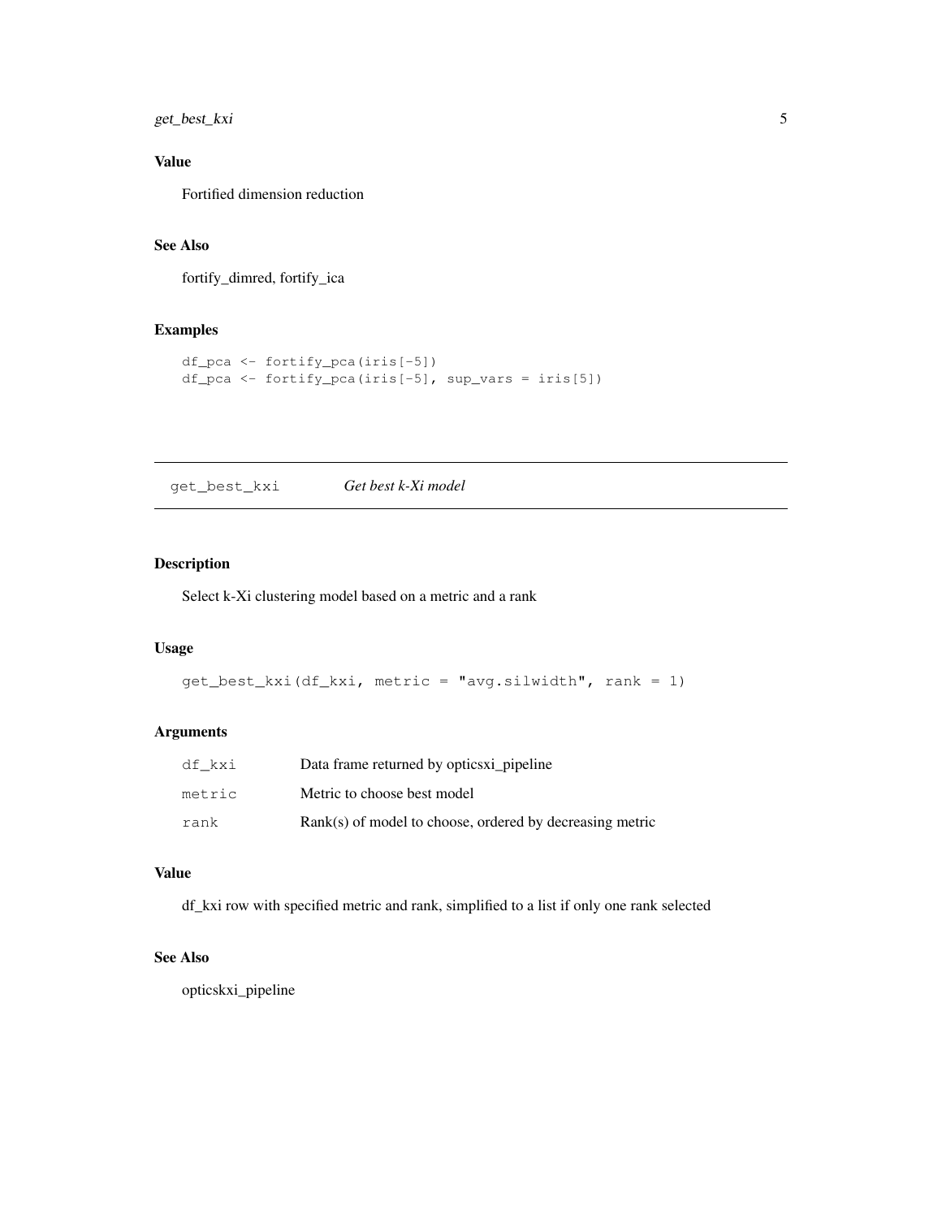## Value

Fortified dimension reduction

## See Also

fortify_dimred, fortify_ica

## Examples

```
df_pca <- fortify_pca(iris[-5])
df_pca <- fortify_pca(iris[-5], sup_vars = iris[5])
```

---

# get_best_kxi *Get best k-Xi model*

---

## Description

Select k-Xi clustering model based on a metric and a rank

## Usage

```
get_best_kxi(df_kxi, metric = "avg.silwidth", rank = 1)
```

## Arguments

| | |
|---|---|
| df_kxi | Data frame returned by opticsxi_pipeline |
| metric | Metric to choose best model |
| rank | Rank(s) of model to choose, ordered by decreasing metric |

## Value

df_kxi row with specified metric and rank, simplified to a list if only one rank selected

## See Also

opticskxi_pipeline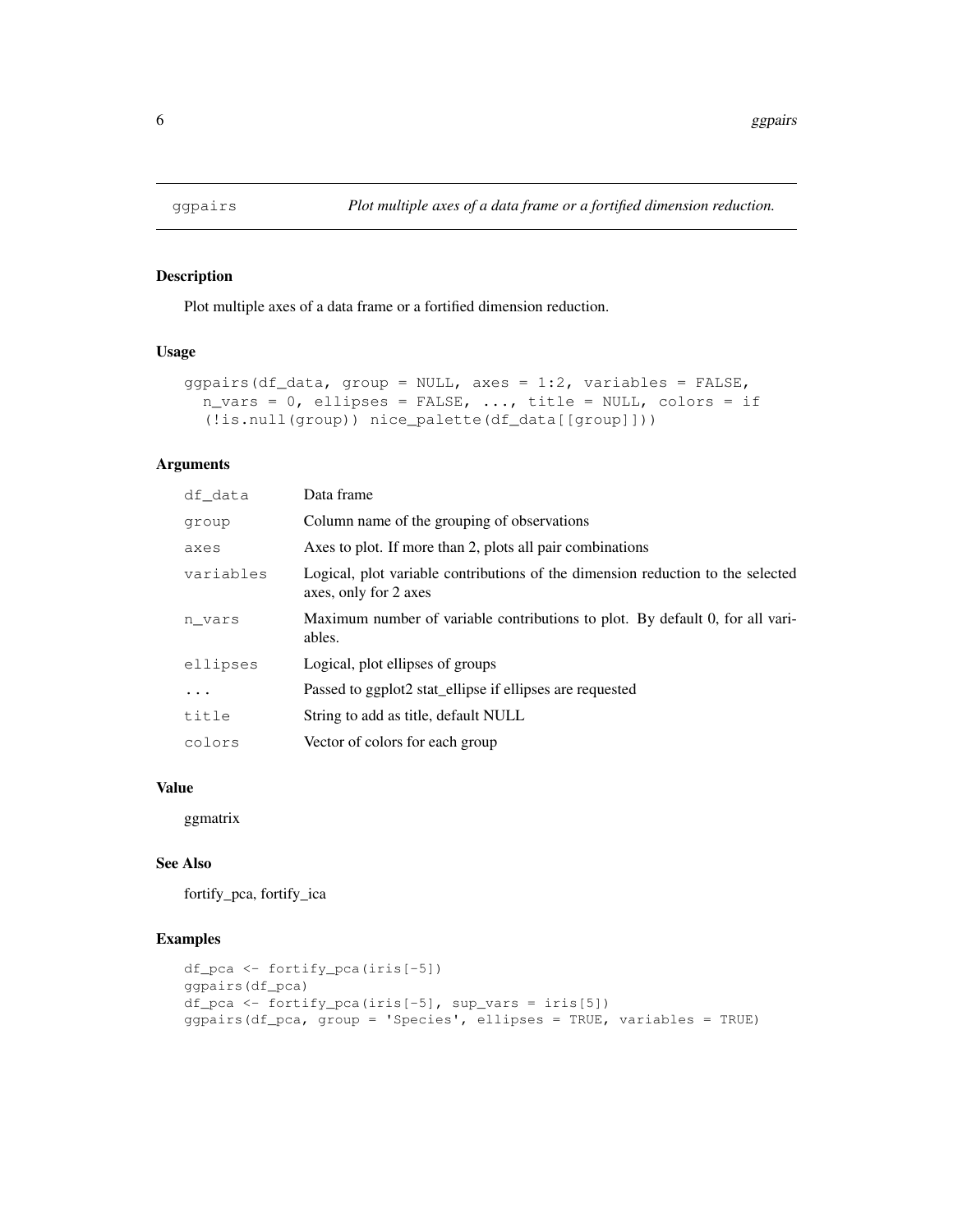## ggpairs — *Plot multiple axes of a data frame or a fortified dimension reduction.*

### Description

Plot multiple axes of a data frame or a fortified dimension reduction.

### Usage

```
ggpairs(df_data, group = NULL, axes = 1:2, variables = FALSE,
  n_vars = 0, ellipses = FALSE, ..., title = NULL, colors = if
  (!is.null(group)) nice_palette(df_data[[group]]))
```

### Arguments

| | |
|---|---|
| `df_data` | Data frame |
| `group` | Column name of the grouping of observations |
| `axes` | Axes to plot. If more than 2, plots all pair combinations |
| `variables` | Logical, plot variable contributions of the dimension reduction to the selected axes, only for 2 axes |
| `n_vars` | Maximum number of variable contributions to plot. By default 0, for all variables. |
| `ellipses` | Logical, plot ellipses of groups |
| `...` | Passed to ggplot2 stat_ellipse if ellipses are requested |
| `title` | String to add as title, default NULL |
| `colors` | Vector of colors for each group |

### Value

ggmatrix

### See Also

fortify_pca, fortify_ica

### Examples

```
df_pca <- fortify_pca(iris[-5])
ggpairs(df_pca)
df_pca <- fortify_pca(iris[-5], sup_vars = iris[5])
ggpairs(df_pca, group = 'Species', ellipses = TRUE, variables = TRUE)
```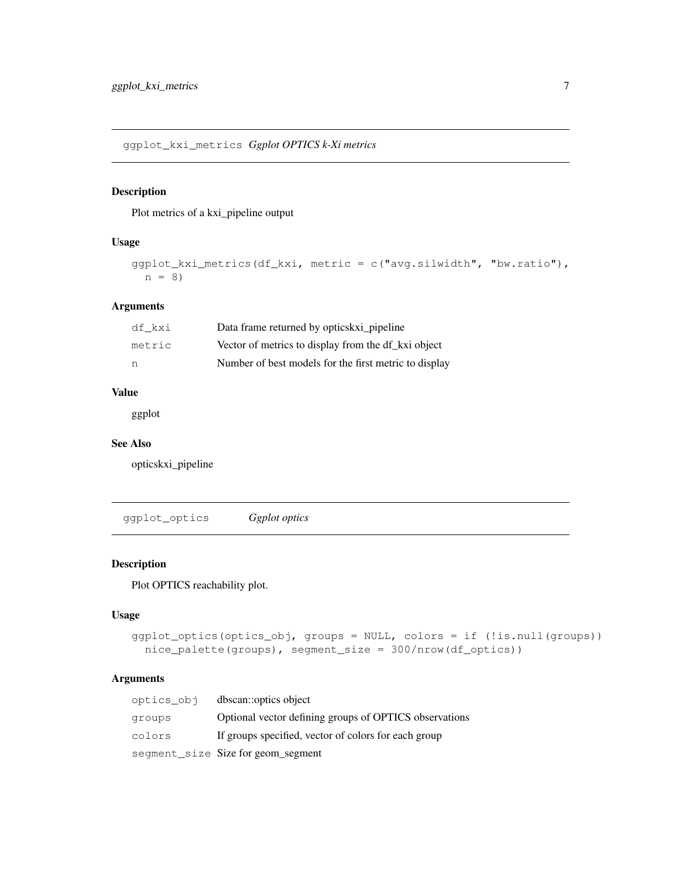## ggplot_kxi_metrics *Ggplot OPTICS k-Xi metrics*

### Description

Plot metrics of a kxi_pipeline output

### Usage

```
ggplot_kxi_metrics(df_kxi, metric = c("avg.silwidth", "bw.ratio"),
  n = 8)
```

### Arguments

| | |
|---|---|
| df_kxi | Data frame returned by opticskxi_pipeline |
| metric | Vector of metrics to display from the df_kxi object |
| n | Number of best models for the first metric to display |

### Value

ggplot

### See Also

opticskxi_pipeline

## ggplot_optics *Ggplot optics*

### Description

Plot OPTICS reachability plot.

### Usage

```
ggplot_optics(optics_obj, groups = NULL, colors = if (!is.null(groups))
  nice_palette(groups), segment_size = 300/nrow(df_optics))
```

### Arguments

| | |
|---|---|
| optics_obj | dbscan::optics object |
| groups | Optional vector defining groups of OPTICS observations |
| colors | If groups specified, vector of colors for each group |
| segment_size | Size for geom_segment |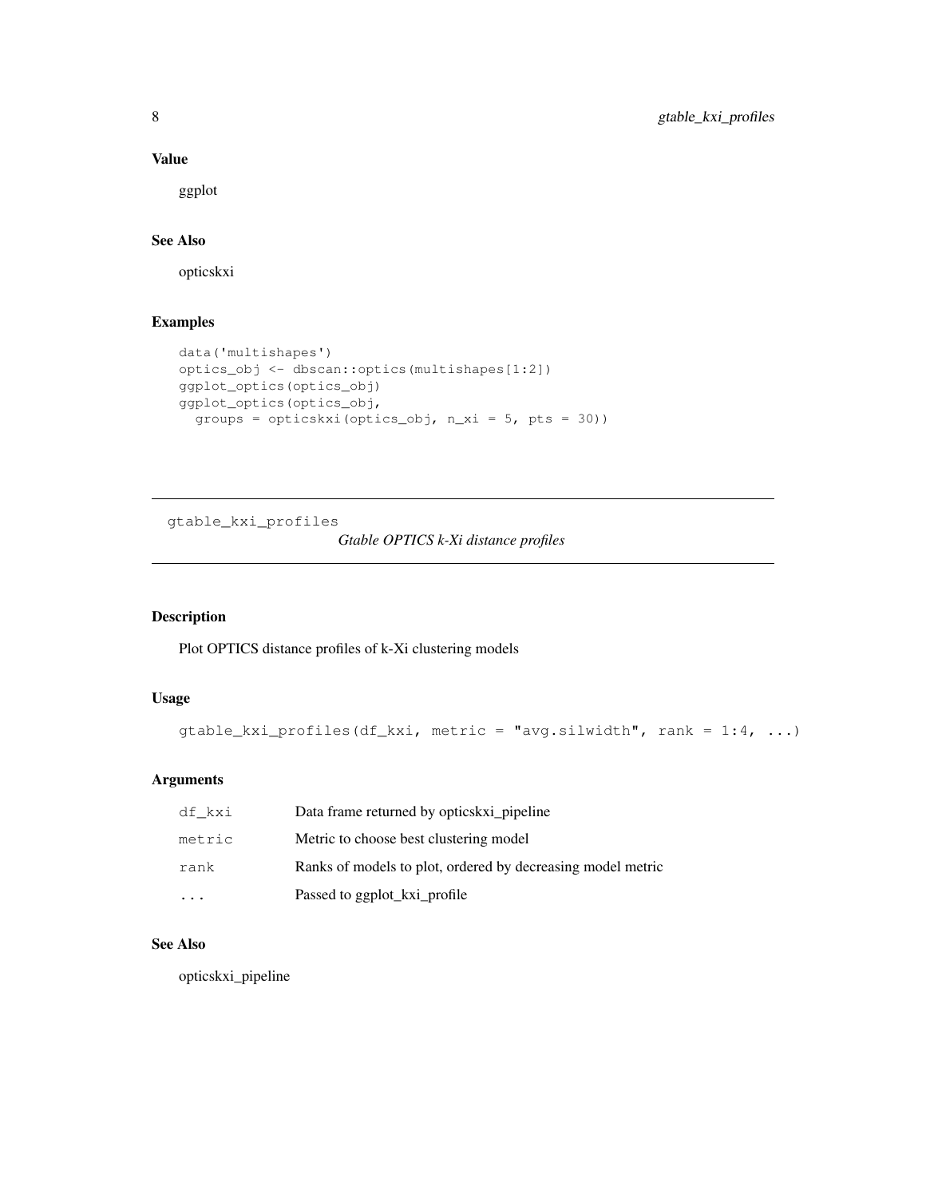### Value

ggplot

### See Also

opticskxi

### Examples

```
data('multishapes')
optics_obj <- dbscan::optics(multishapes[1:2])
ggplot_optics(optics_obj)
ggplot_optics(optics_obj,
  groups = opticskxi(optics_obj, n_xi = 5, pts = 30))
```

---

## gtable_kxi_profiles *Gtable OPTICS k-Xi distance profiles*

---

### Description

Plot OPTICS distance profiles of k-Xi clustering models

### Usage

```
gtable_kxi_profiles(df_kxi, metric = "avg.silwidth", rank = 1:4, ...)
```

### Arguments

| | |
|---|---|
| `df_kxi` | Data frame returned by opticskxi_pipeline |
| `metric` | Metric to choose best clustering model |
| `rank` | Ranks of models to plot, ordered by decreasing model metric |
| `...` | Passed to ggplot_kxi_profile |

### See Also

opticskxi_pipeline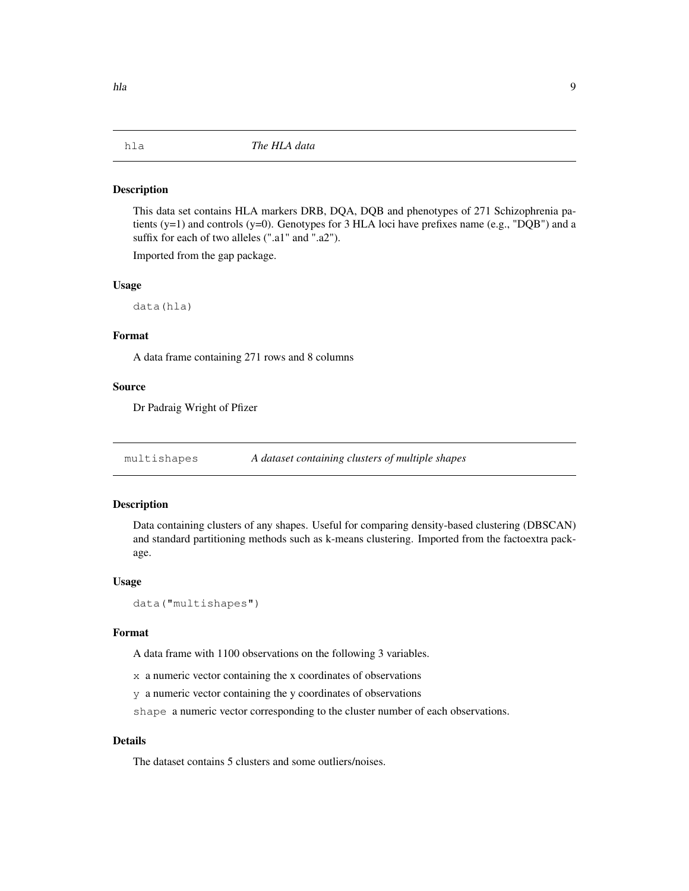## hla — *The HLA data*

### Description

This data set contains HLA markers DRB, DQA, DQB and phenotypes of 271 Schizophrenia patients (y=1) and controls (y=0). Genotypes for 3 HLA loci have prefixes name (e.g., "DQB") and a suffix for each of two alleles (".a1" and ".a2").

Imported from the gap package.

### Usage

```
data(hla)
```

### Format

A data frame containing 271 rows and 8 columns

### Source

Dr Padraig Wright of Pfizer

## multishapes — *A dataset containing clusters of multiple shapes*

### Description

Data containing clusters of any shapes. Useful for comparing density-based clustering (DBSCAN) and standard partitioning methods such as k-means clustering. Imported from the factoextra package.

### Usage

```
data("multishapes")
```

### Format

A data frame with 1100 observations on the following 3 variables.

- `x` a numeric vector containing the x coordinates of observations
- `y` a numeric vector containing the y coordinates of observations
- `shape` a numeric vector corresponding to the cluster number of each observations.

### Details

The dataset contains 5 clusters and some outliers/noises.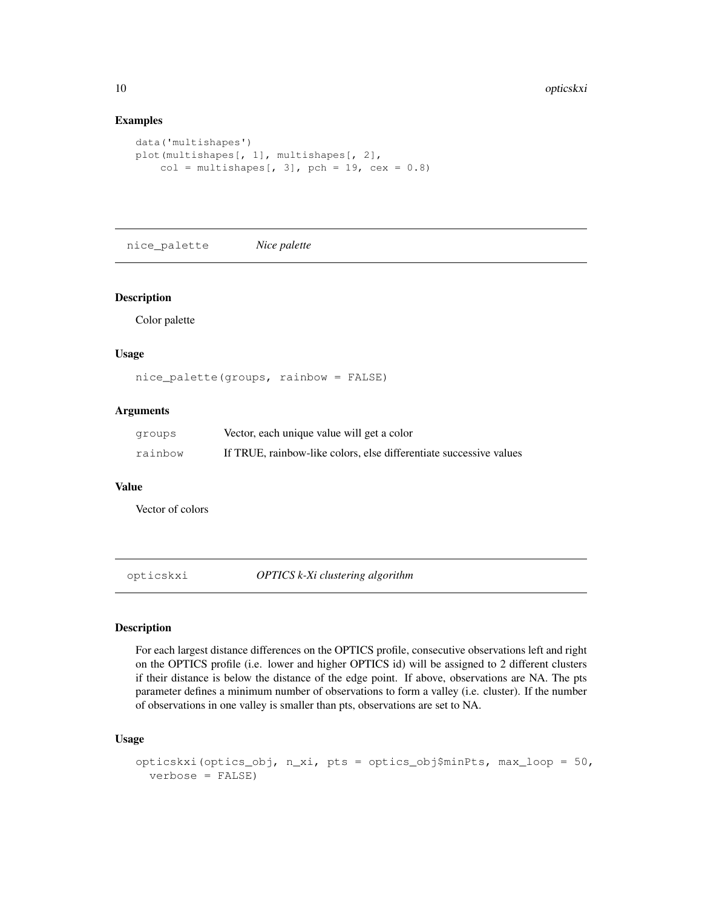### Examples

```
data('multishapes')
plot(multishapes[, 1], multishapes[, 2],
    col = multishapes[, 3], pch = 19, cex = 0.8)
```

## nice_palette    *Nice palette*

### Description

Color palette

### Usage

```
nice_palette(groups, rainbow = FALSE)
```

### Arguments

| | |
|---|---|
| groups | Vector, each unique value will get a color |
| rainbow | If TRUE, rainbow-like colors, else differentiate successive values |

### Value

Vector of colors

## opticskxi    *OPTICS k-Xi clustering algorithm*

### Description

For each largest distance differences on the OPTICS profile, consecutive observations left and right on the OPTICS profile (i.e. lower and higher OPTICS id) will be assigned to 2 different clusters if their distance is below the distance of the edge point. If above, observations are NA. The pts parameter defines a minimum number of observations to form a valley (i.e. cluster). If the number of observations in one valley is smaller than pts, observations are set to NA.

### Usage

```
opticskxi(optics_obj, n_xi, pts = optics_obj$minPts, max_loop = 50,
  verbose = FALSE)
```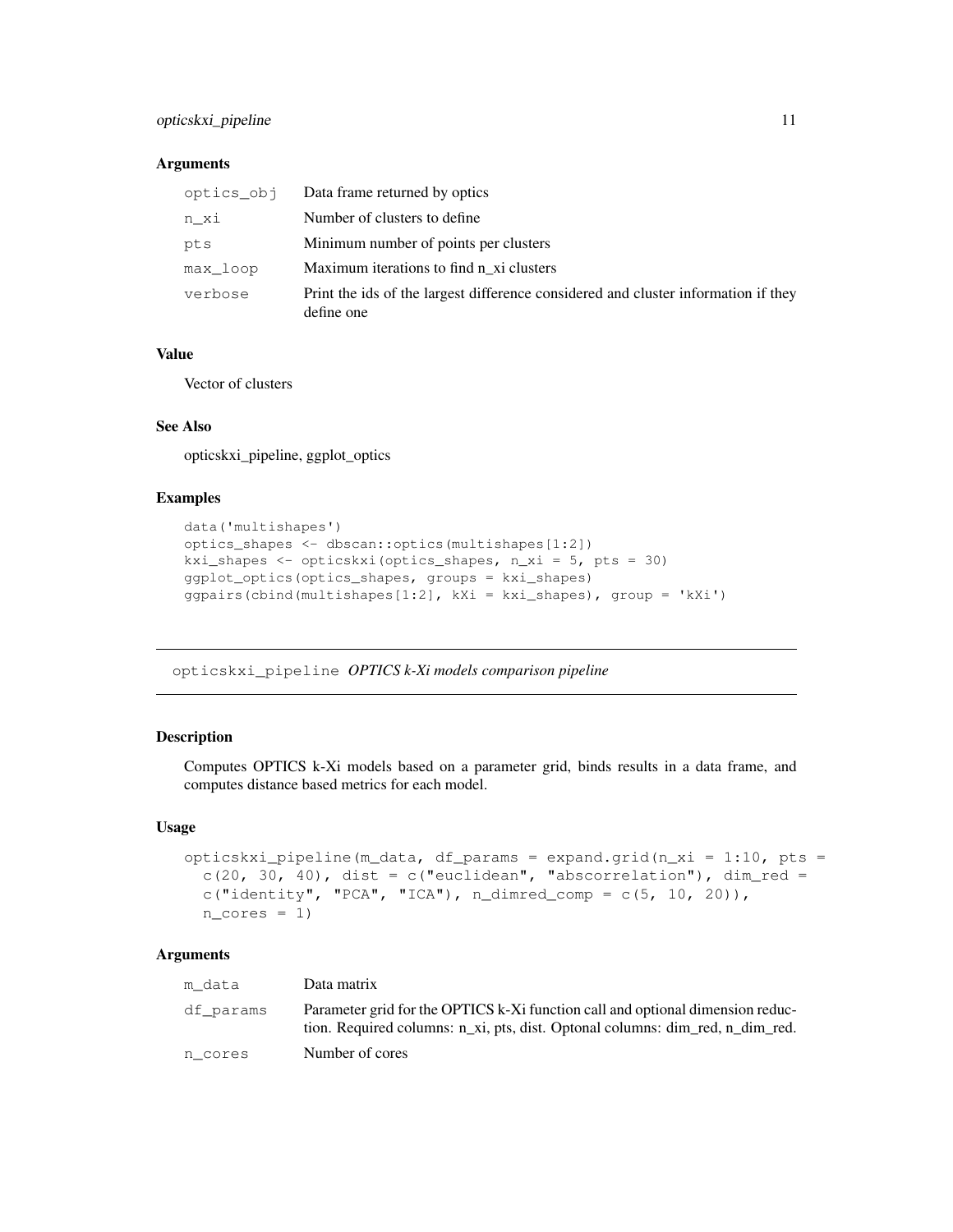### Arguments

| | |
|---|---|
| optics_obj | Data frame returned by optics |
| n_xi | Number of clusters to define |
| pts | Minimum number of points per clusters |
| max_loop | Maximum iterations to find n_xi clusters |
| verbose | Print the ids of the largest difference considered and cluster information if they define one |

### Value

Vector of clusters

### See Also

opticskxi_pipeline, ggplot_optics

### Examples

```
data('multishapes')
optics_shapes <- dbscan::optics(multishapes[1:2])
kxi_shapes <- opticskxi(optics_shapes, n_xi = 5, pts = 30)
ggplot_optics(optics_shapes, groups = kxi_shapes)
ggpairs(cbind(multishapes[1:2], kXi = kxi_shapes), group = 'kXi')
```

---

## opticskxi_pipeline *OPTICS k-Xi models comparison pipeline*

---

### Description

Computes OPTICS k-Xi models based on a parameter grid, binds results in a data frame, and computes distance based metrics for each model.

### Usage

```
opticskxi_pipeline(m_data, df_params = expand.grid(n_xi = 1:10, pts =
  c(20, 30, 40), dist = c("euclidean", "abscorrelation"), dim_red =
  c("identity", "PCA", "ICA"), n_dimred_comp = c(5, 10, 20)),
  n_cores = 1)
```

### Arguments

| | |
|---|---|
| m_data | Data matrix |
| df_params | Parameter grid for the OPTICS k-Xi function call and optional dimension reduction. Required columns: n_xi, pts, dist. Optonal columns: dim_red, n_dim_red. |
| n_cores | Number of cores |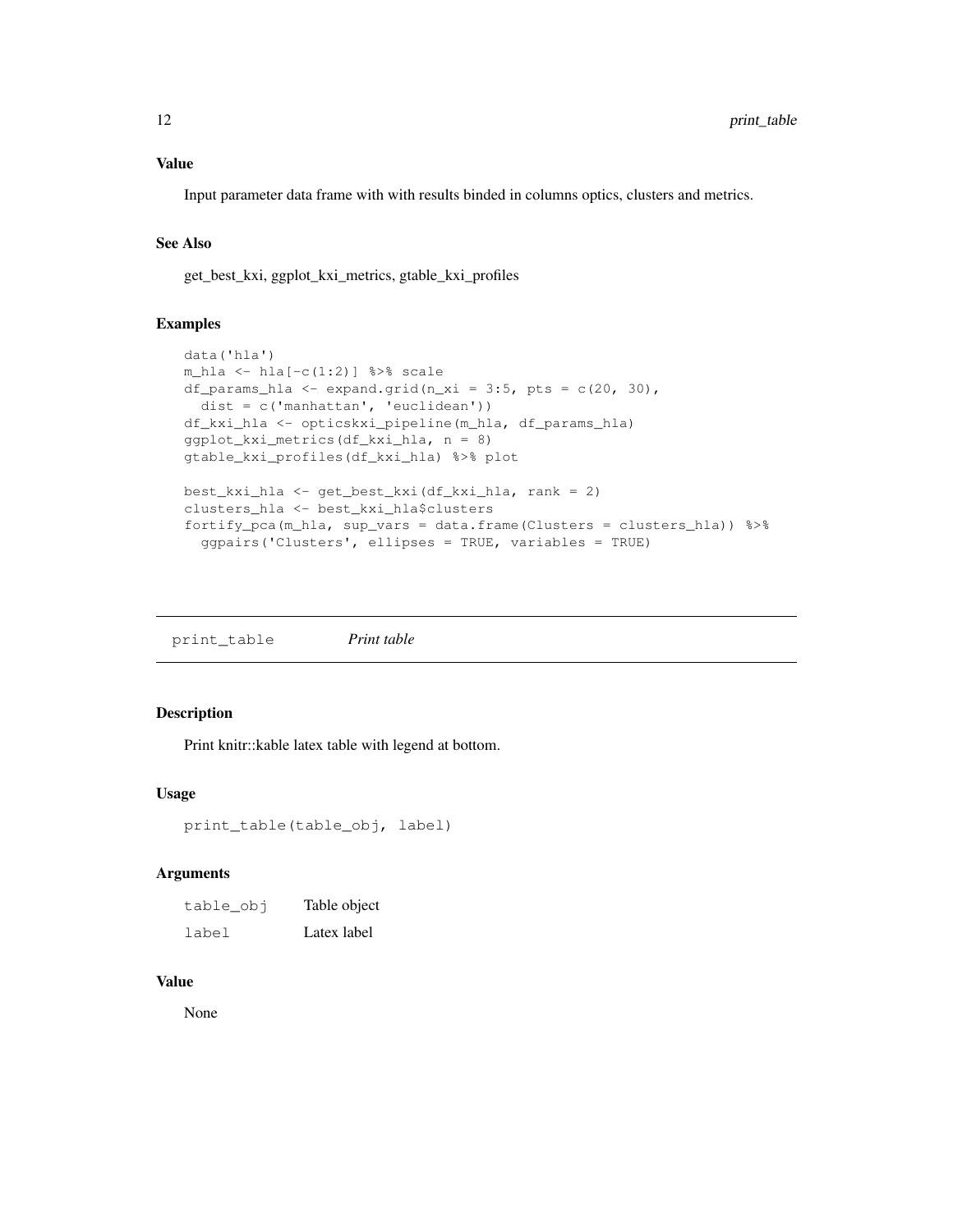### Value

Input parameter data frame with with results binded in columns optics, clusters and metrics.

### See Also

get_best_kxi, ggplot_kxi_metrics, gtable_kxi_profiles

### Examples

```
data('hla')
m_hla <- hla[-c(1:2)] %>% scale
df_params_hla <- expand.grid(n_xi = 3:5, pts = c(20, 30),
  dist = c('manhattan', 'euclidean'))
df_kxi_hla <- opticskxi_pipeline(m_hla, df_params_hla)
ggplot_kxi_metrics(df_kxi_hla, n = 8)
gtable_kxi_profiles(df_kxi_hla) %>% plot

best_kxi_hla <- get_best_kxi(df_kxi_hla, rank = 2)
clusters_hla <- best_kxi_hla$clusters
fortify_pca(m_hla, sup_vars = data.frame(Clusters = clusters_hla)) %>%
  ggpairs('Clusters', ellipses = TRUE, variables = TRUE)
```

---

## print_table *Print table*

### Description

Print knitr::kable latex table with legend at bottom.

### Usage

```
print_table(table_obj, label)
```

### Arguments

| | |
|---|---|
| table_obj | Table object |
| label | Latex label |

### Value

None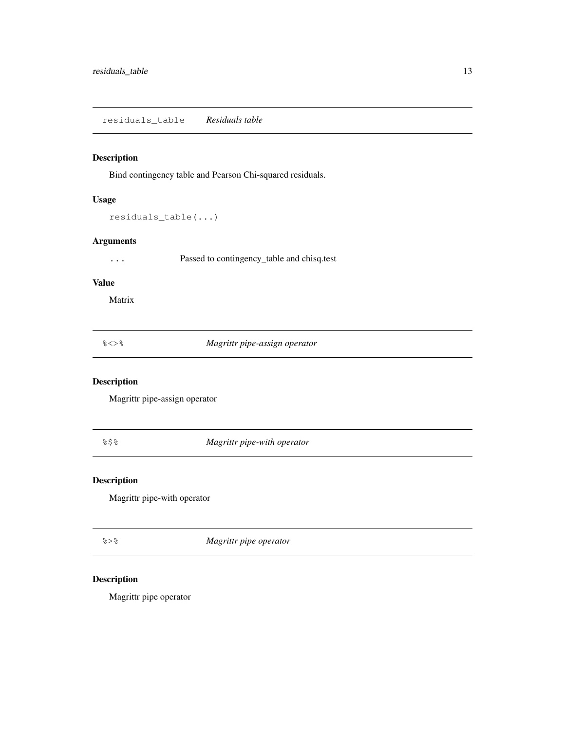## residuals_table — *Residuals table*

### Description

Bind contingency table and Pearson Chi-squared residuals.

### Usage

```
residuals_table(...)
```

### Arguments

| | |
|---|---|
| ... | Passed to contingency_table and chisq.test |

### Value

Matrix

## %<>% — *Magrittr pipe-assign operator*

### Description

Magrittr pipe-assign operator

## %$% — *Magrittr pipe-with operator*

### Description

Magrittr pipe-with operator

## %>% — *Magrittr pipe operator*

### Description

Magrittr pipe operator